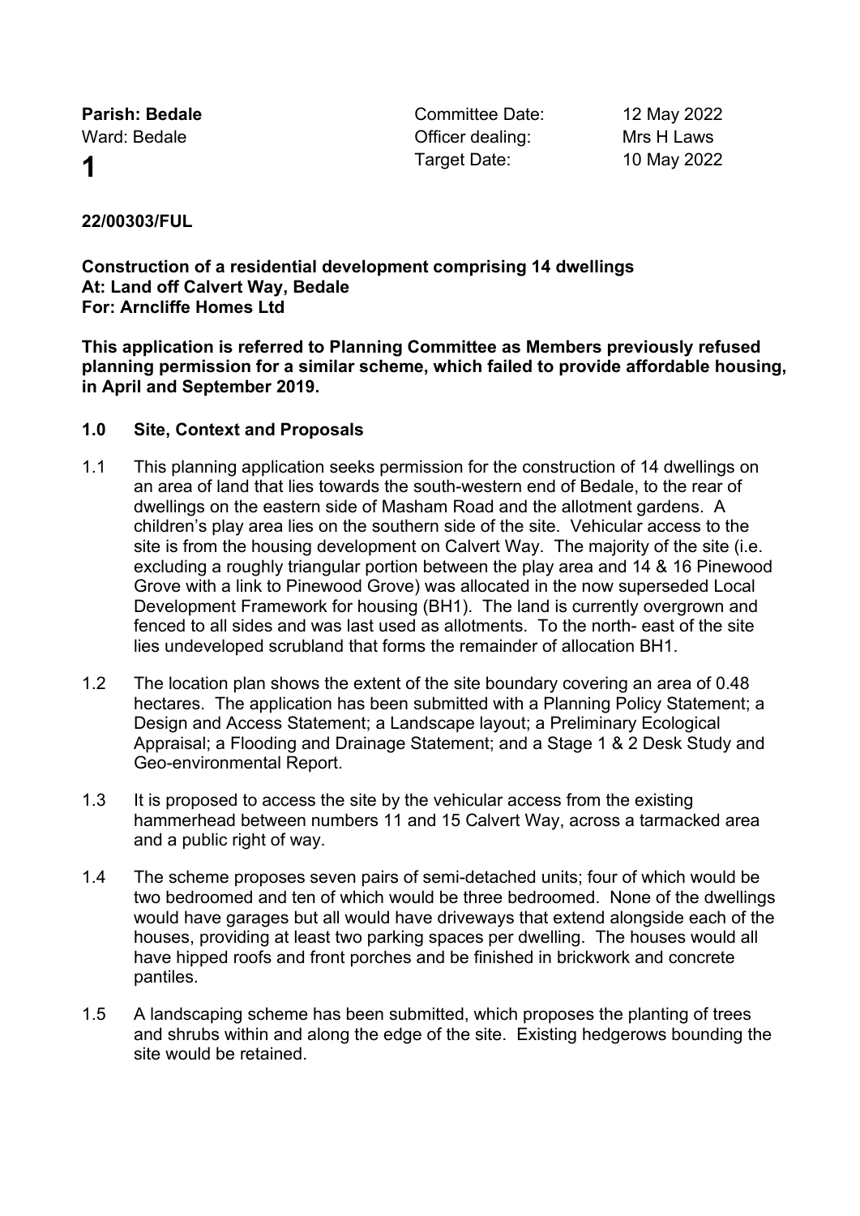| **Parish: Bedale** | Committee Date: | 12 May 2022 |
|---|---|---|
| Ward: Bedale | Officer dealing: | Mrs H Laws |
| **1** | Target Date: | 10 May 2022 |

**22/00303/FUL**

**Construction of a residential development comprising 14 dwellings**
**At: Land off Calvert Way, Bedale**
**For: Arncliffe Homes Ltd**

**This application is referred to Planning Committee as Members previously refused planning permission for a similar scheme, which failed to provide affordable housing, in April and September 2019.**

## 1.0 Site, Context and Proposals

1.1 This planning application seeks permission for the construction of 14 dwellings on an area of land that lies towards the south-western end of Bedale, to the rear of dwellings on the eastern side of Masham Road and the allotment gardens. A children's play area lies on the southern side of the site. Vehicular access to the site is from the housing development on Calvert Way. The majority of the site (i.e. excluding a roughly triangular portion between the play area and 14 & 16 Pinewood Grove with a link to Pinewood Grove) was allocated in the now superseded Local Development Framework for housing (BH1). The land is currently overgrown and fenced to all sides and was last used as allotments. To the north- east of the site lies undeveloped scrubland that forms the remainder of allocation BH1.

1.2 The location plan shows the extent of the site boundary covering an area of 0.48 hectares. The application has been submitted with a Planning Policy Statement; a Design and Access Statement; a Landscape layout; a Preliminary Ecological Appraisal; a Flooding and Drainage Statement; and a Stage 1 & 2 Desk Study and Geo-environmental Report.

1.3 It is proposed to access the site by the vehicular access from the existing hammerhead between numbers 11 and 15 Calvert Way, across a tarmacked area and a public right of way.

1.4 The scheme proposes seven pairs of semi-detached units; four of which would be two bedroomed and ten of which would be three bedroomed. None of the dwellings would have garages but all would have driveways that extend alongside each of the houses, providing at least two parking spaces per dwelling. The houses would all have hipped roofs and front porches and be finished in brickwork and concrete pantiles.

1.5 A landscaping scheme has been submitted, which proposes the planting of trees and shrubs within and along the edge of the site. Existing hedgerows bounding the site would be retained.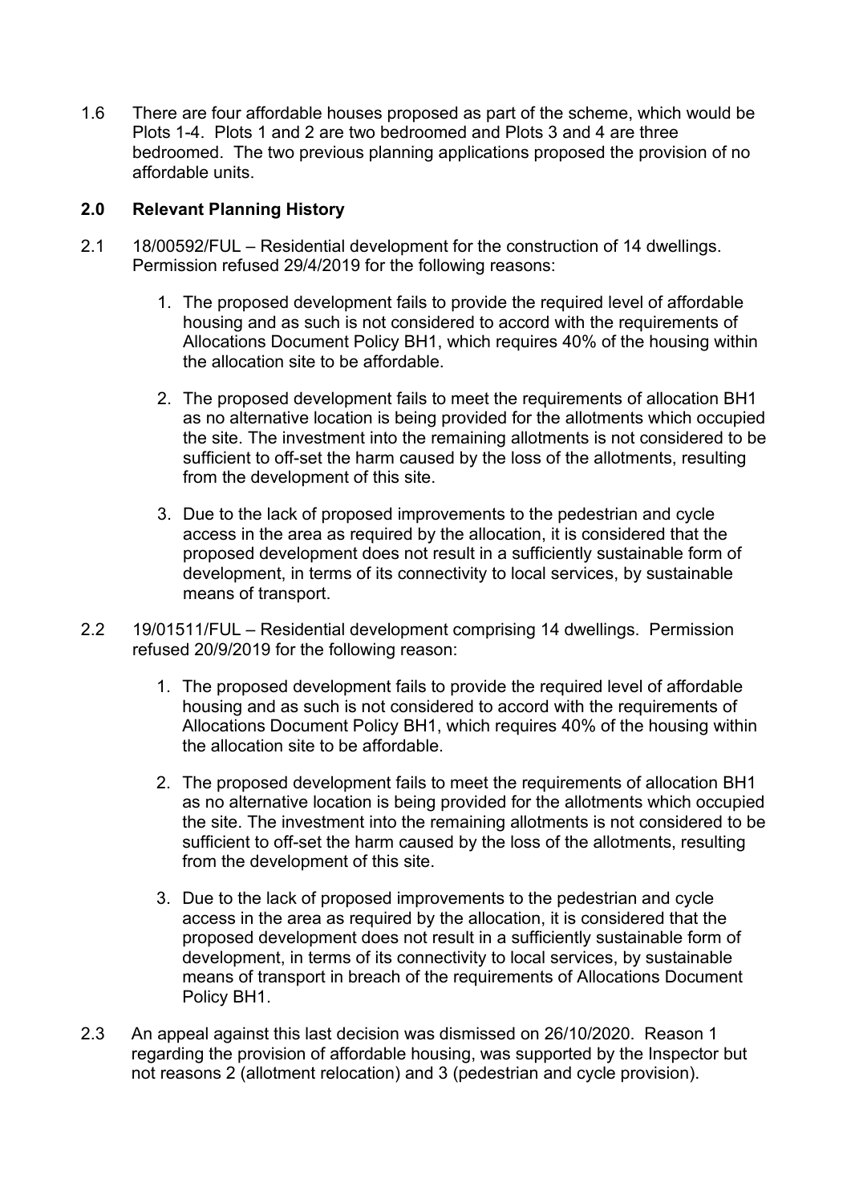1.6 There are four affordable houses proposed as part of the scheme, which would be Plots 1-4. Plots 1 and 2 are two bedroomed and Plots 3 and 4 are three bedroomed. The two previous planning applications proposed the provision of no affordable units.

## 2.0 Relevant Planning History

2.1 18/00592/FUL – Residential development for the construction of 14 dwellings. Permission refused 29/4/2019 for the following reasons:

1. The proposed development fails to provide the required level of affordable housing and as such is not considered to accord with the requirements of Allocations Document Policy BH1, which requires 40% of the housing within the allocation site to be affordable.

2. The proposed development fails to meet the requirements of allocation BH1 as no alternative location is being provided for the allotments which occupied the site. The investment into the remaining allotments is not considered to be sufficient to off-set the harm caused by the loss of the allotments, resulting from the development of this site.

3. Due to the lack of proposed improvements to the pedestrian and cycle access in the area as required by the allocation, it is considered that the proposed development does not result in a sufficiently sustainable form of development, in terms of its connectivity to local services, by sustainable means of transport.

2.2 19/01511/FUL – Residential development comprising 14 dwellings. Permission refused 20/9/2019 for the following reason:

1. The proposed development fails to provide the required level of affordable housing and as such is not considered to accord with the requirements of Allocations Document Policy BH1, which requires 40% of the housing within the allocation site to be affordable.

2. The proposed development fails to meet the requirements of allocation BH1 as no alternative location is being provided for the allotments which occupied the site. The investment into the remaining allotments is not considered to be sufficient to off-set the harm caused by the loss of the allotments, resulting from the development of this site.

3. Due to the lack of proposed improvements to the pedestrian and cycle access in the area as required by the allocation, it is considered that the proposed development does not result in a sufficiently sustainable form of development, in terms of its connectivity to local services, by sustainable means of transport in breach of the requirements of Allocations Document Policy BH1.

2.3 An appeal against this last decision was dismissed on 26/10/2020. Reason 1 regarding the provision of affordable housing, was supported by the Inspector but not reasons 2 (allotment relocation) and 3 (pedestrian and cycle provision).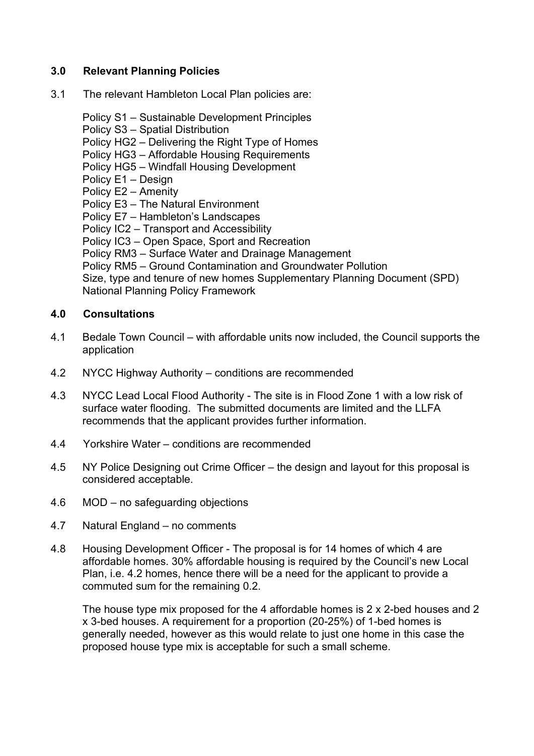## 3.0 Relevant Planning Policies

3.1 The relevant Hambleton Local Plan policies are:

Policy S1 – Sustainable Development Principles
Policy S3 – Spatial Distribution
Policy HG2 – Delivering the Right Type of Homes
Policy HG3 – Affordable Housing Requirements
Policy HG5 – Windfall Housing Development
Policy E1 – Design
Policy E2 – Amenity
Policy E3 – The Natural Environment
Policy E7 – Hambleton's Landscapes
Policy IC2 – Transport and Accessibility
Policy IC3 – Open Space, Sport and Recreation
Policy RM3 – Surface Water and Drainage Management
Policy RM5 – Ground Contamination and Groundwater Pollution
Size, type and tenure of new homes Supplementary Planning Document (SPD)
National Planning Policy Framework

## 4.0 Consultations

4.1 Bedale Town Council – with affordable units now included, the Council supports the application

4.2 NYCC Highway Authority – conditions are recommended

4.3 NYCC Lead Local Flood Authority - The site is in Flood Zone 1 with a low risk of surface water flooding. The submitted documents are limited and the LLFA recommends that the applicant provides further information.

4.4 Yorkshire Water – conditions are recommended

4.5 NY Police Designing out Crime Officer – the design and layout for this proposal is considered acceptable.

4.6 MOD – no safeguarding objections

4.7 Natural England – no comments

4.8 Housing Development Officer - The proposal is for 14 homes of which 4 are affordable homes. 30% affordable housing is required by the Council's new Local Plan, i.e. 4.2 homes, hence there will be a need for the applicant to provide a commuted sum for the remaining 0.2.

The house type mix proposed for the 4 affordable homes is 2 x 2-bed houses and 2 x 3-bed houses. A requirement for a proportion (20-25%) of 1-bed homes is generally needed, however as this would relate to just one home in this case the proposed house type mix is acceptable for such a small scheme.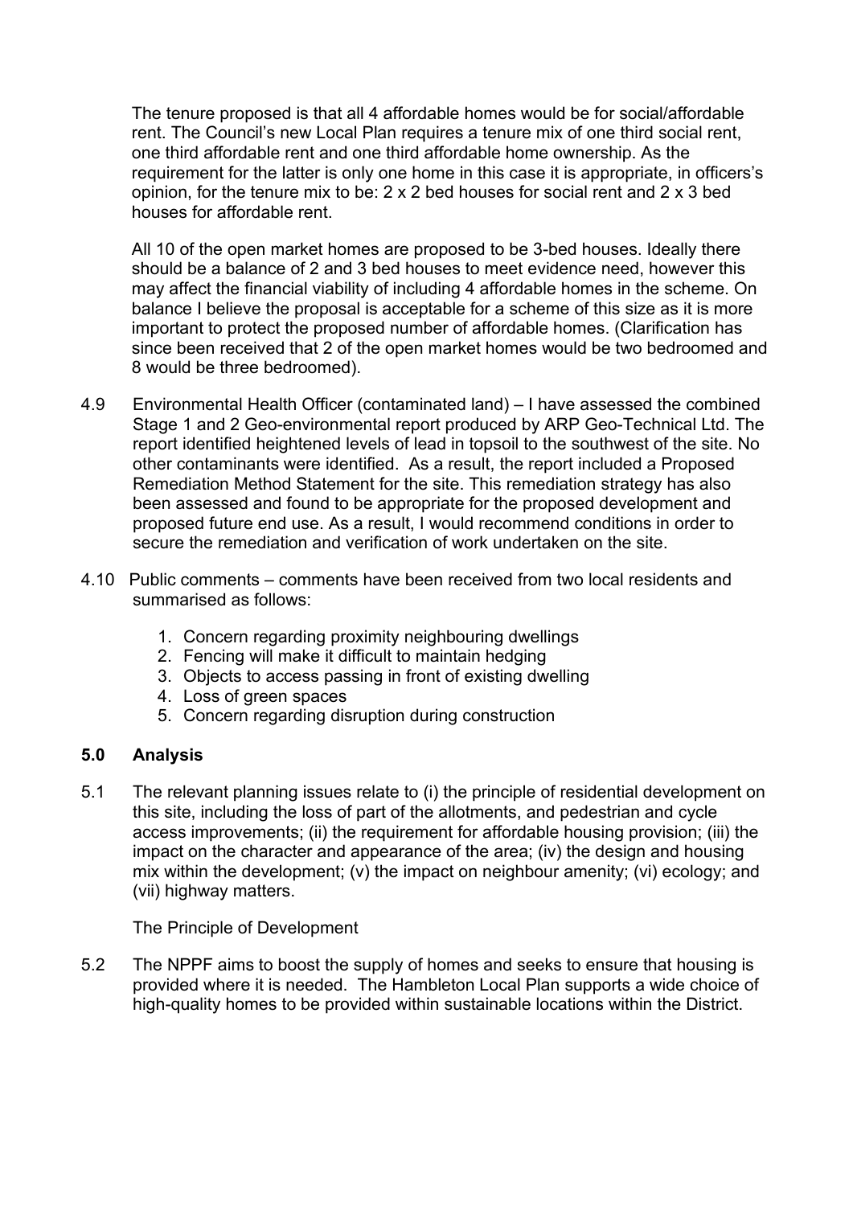The tenure proposed is that all 4 affordable homes would be for social/affordable rent. The Council's new Local Plan requires a tenure mix of one third social rent, one third affordable rent and one third affordable home ownership. As the requirement for the latter is only one home in this case it is appropriate, in officers's opinion, for the tenure mix to be: 2 x 2 bed houses for social rent and 2 x 3 bed houses for affordable rent.

All 10 of the open market homes are proposed to be 3-bed houses. Ideally there should be a balance of 2 and 3 bed houses to meet evidence need, however this may affect the financial viability of including 4 affordable homes in the scheme. On balance I believe the proposal is acceptable for a scheme of this size as it is more important to protect the proposed number of affordable homes. (Clarification has since been received that 2 of the open market homes would be two bedroomed and 8 would be three bedroomed).

4.9 Environmental Health Officer (contaminated land) – I have assessed the combined Stage 1 and 2 Geo-environmental report produced by ARP Geo-Technical Ltd. The report identified heightened levels of lead in topsoil to the southwest of the site. No other contaminants were identified. As a result, the report included a Proposed Remediation Method Statement for the site. This remediation strategy has also been assessed and found to be appropriate for the proposed development and proposed future end use. As a result, I would recommend conditions in order to secure the remediation and verification of work undertaken on the site.

4.10 Public comments – comments have been received from two local residents and summarised as follows:

1. Concern regarding proximity neighbouring dwellings
2. Fencing will make it difficult to maintain hedging
3. Objects to access passing in front of existing dwelling
4. Loss of green spaces
5. Concern regarding disruption during construction

## 5.0 Analysis

5.1 The relevant planning issues relate to (i) the principle of residential development on this site, including the loss of part of the allotments, and pedestrian and cycle access improvements; (ii) the requirement for affordable housing provision; (iii) the impact on the character and appearance of the area; (iv) the design and housing mix within the development; (v) the impact on neighbour amenity; (vi) ecology; and (vii) highway matters.

The Principle of Development

5.2 The NPPF aims to boost the supply of homes and seeks to ensure that housing is provided where it is needed. The Hambleton Local Plan supports a wide choice of high-quality homes to be provided within sustainable locations within the District.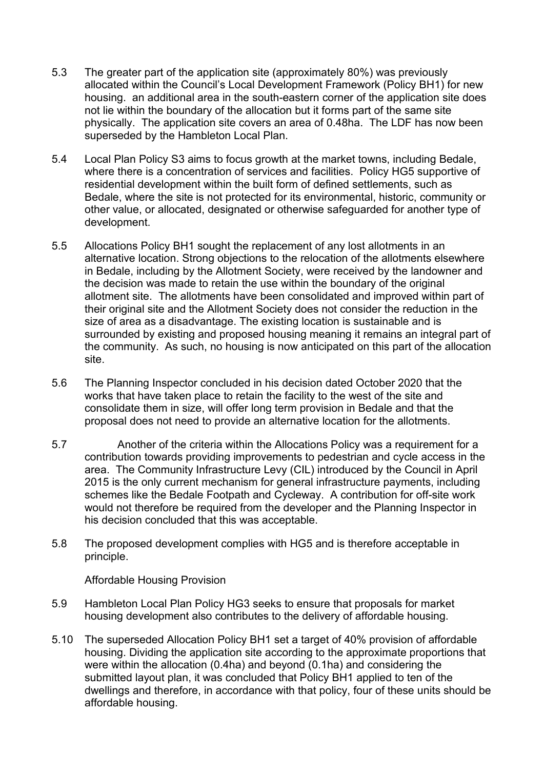5.3 The greater part of the application site (approximately 80%) was previously allocated within the Council's Local Development Framework (Policy BH1) for new housing. an additional area in the south-eastern corner of the application site does not lie within the boundary of the allocation but it forms part of the same site physically. The application site covers an area of 0.48ha. The LDF has now been superseded by the Hambleton Local Plan.

5.4 Local Plan Policy S3 aims to focus growth at the market towns, including Bedale, where there is a concentration of services and facilities. Policy HG5 supportive of residential development within the built form of defined settlements, such as Bedale, where the site is not protected for its environmental, historic, community or other value, or allocated, designated or otherwise safeguarded for another type of development.

5.5 Allocations Policy BH1 sought the replacement of any lost allotments in an alternative location. Strong objections to the relocation of the allotments elsewhere in Bedale, including by the Allotment Society, were received by the landowner and the decision was made to retain the use within the boundary of the original allotment site. The allotments have been consolidated and improved within part of their original site and the Allotment Society does not consider the reduction in the size of area as a disadvantage. The existing location is sustainable and is surrounded by existing and proposed housing meaning it remains an integral part of the community. As such, no housing is now anticipated on this part of the allocation site.

5.6 The Planning Inspector concluded in his decision dated October 2020 that the works that have taken place to retain the facility to the west of the site and consolidate them in size, will offer long term provision in Bedale and that the proposal does not need to provide an alternative location for the allotments.

5.7 Another of the criteria within the Allocations Policy was a requirement for a contribution towards providing improvements to pedestrian and cycle access in the area. The Community Infrastructure Levy (CIL) introduced by the Council in April 2015 is the only current mechanism for general infrastructure payments, including schemes like the Bedale Footpath and Cycleway. A contribution for off-site work would not therefore be required from the developer and the Planning Inspector in his decision concluded that this was acceptable.

5.8 The proposed development complies with HG5 and is therefore acceptable in principle.

Affordable Housing Provision

5.9 Hambleton Local Plan Policy HG3 seeks to ensure that proposals for market housing development also contributes to the delivery of affordable housing.

5.10 The superseded Allocation Policy BH1 set a target of 40% provision of affordable housing. Dividing the application site according to the approximate proportions that were within the allocation (0.4ha) and beyond (0.1ha) and considering the submitted layout plan, it was concluded that Policy BH1 applied to ten of the dwellings and therefore, in accordance with that policy, four of these units should be affordable housing.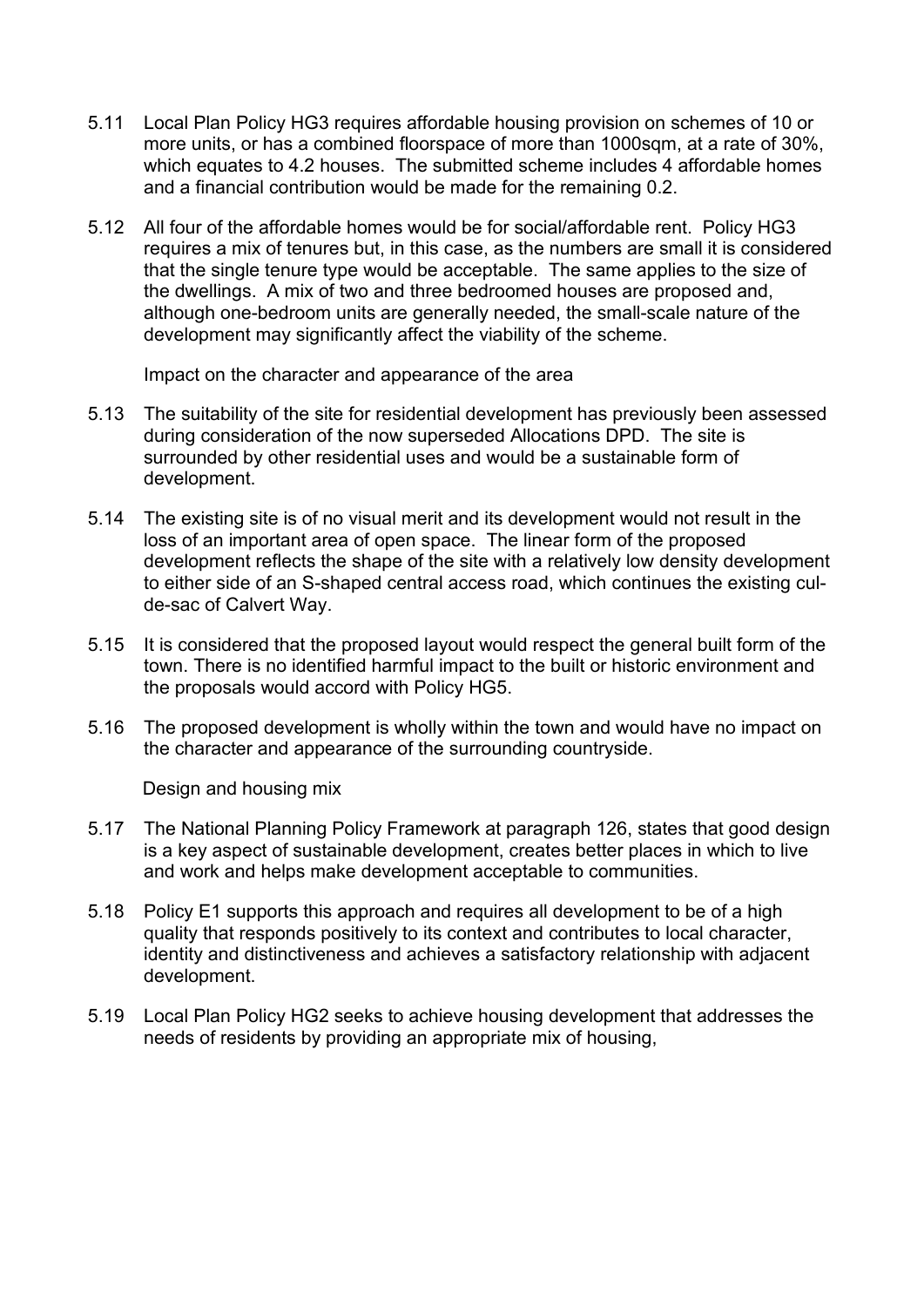5.11 Local Plan Policy HG3 requires affordable housing provision on schemes of 10 or more units, or has a combined floorspace of more than 1000sqm, at a rate of 30%, which equates to 4.2 houses. The submitted scheme includes 4 affordable homes and a financial contribution would be made for the remaining 0.2.

5.12 All four of the affordable homes would be for social/affordable rent. Policy HG3 requires a mix of tenures but, in this case, as the numbers are small it is considered that the single tenure type would be acceptable. The same applies to the size of the dwellings. A mix of two and three bedroomed houses are proposed and, although one-bedroom units are generally needed, the small-scale nature of the development may significantly affect the viability of the scheme.

Impact on the character and appearance of the area

5.13 The suitability of the site for residential development has previously been assessed during consideration of the now superseded Allocations DPD. The site is surrounded by other residential uses and would be a sustainable form of development.

5.14 The existing site is of no visual merit and its development would not result in the loss of an important area of open space. The linear form of the proposed development reflects the shape of the site with a relatively low density development to either side of an S-shaped central access road, which continues the existing cul-de-sac of Calvert Way.

5.15 It is considered that the proposed layout would respect the general built form of the town. There is no identified harmful impact to the built or historic environment and the proposals would accord with Policy HG5.

5.16 The proposed development is wholly within the town and would have no impact on the character and appearance of the surrounding countryside.

Design and housing mix

5.17 The National Planning Policy Framework at paragraph 126, states that good design is a key aspect of sustainable development, creates better places in which to live and work and helps make development acceptable to communities.

5.18 Policy E1 supports this approach and requires all development to be of a high quality that responds positively to its context and contributes to local character, identity and distinctiveness and achieves a satisfactory relationship with adjacent development.

5.19 Local Plan Policy HG2 seeks to achieve housing development that addresses the needs of residents by providing an appropriate mix of housing,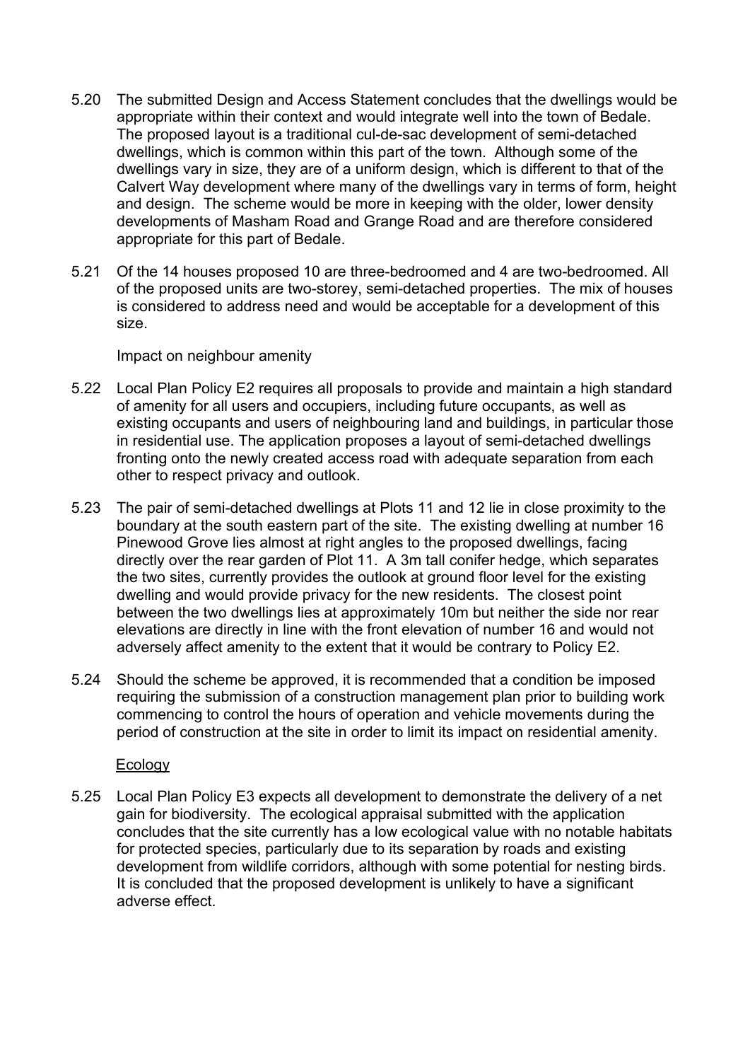5.20 The submitted Design and Access Statement concludes that the dwellings would be appropriate within their context and would integrate well into the town of Bedale. The proposed layout is a traditional cul-de-sac development of semi-detached dwellings, which is common within this part of the town. Although some of the dwellings vary in size, they are of a uniform design, which is different to that of the Calvert Way development where many of the dwellings vary in terms of form, height and design. The scheme would be more in keeping with the older, lower density developments of Masham Road and Grange Road and are therefore considered appropriate for this part of Bedale.

5.21 Of the 14 houses proposed 10 are three-bedroomed and 4 are two-bedroomed. All of the proposed units are two-storey, semi-detached properties. The mix of houses is considered to address need and would be acceptable for a development of this size.

Impact on neighbour amenity

5.22 Local Plan Policy E2 requires all proposals to provide and maintain a high standard of amenity for all users and occupiers, including future occupants, as well as existing occupants and users of neighbouring land and buildings, in particular those in residential use. The application proposes a layout of semi-detached dwellings fronting onto the newly created access road with adequate separation from each other to respect privacy and outlook.

5.23 The pair of semi-detached dwellings at Plots 11 and 12 lie in close proximity to the boundary at the south eastern part of the site. The existing dwelling at number 16 Pinewood Grove lies almost at right angles to the proposed dwellings, facing directly over the rear garden of Plot 11. A 3m tall conifer hedge, which separates the two sites, currently provides the outlook at ground floor level for the existing dwelling and would provide privacy for the new residents. The closest point between the two dwellings lies at approximately 10m but neither the side nor rear elevations are directly in line with the front elevation of number 16 and would not adversely affect amenity to the extent that it would be contrary to Policy E2.

5.24 Should the scheme be approved, it is recommended that a condition be imposed requiring the submission of a construction management plan prior to building work commencing to control the hours of operation and vehicle movements during the period of construction at the site in order to limit its impact on residential amenity.

Ecology

5.25 Local Plan Policy E3 expects all development to demonstrate the delivery of a net gain for biodiversity. The ecological appraisal submitted with the application concludes that the site currently has a low ecological value with no notable habitats for protected species, particularly due to its separation by roads and existing development from wildlife corridors, although with some potential for nesting birds. It is concluded that the proposed development is unlikely to have a significant adverse effect.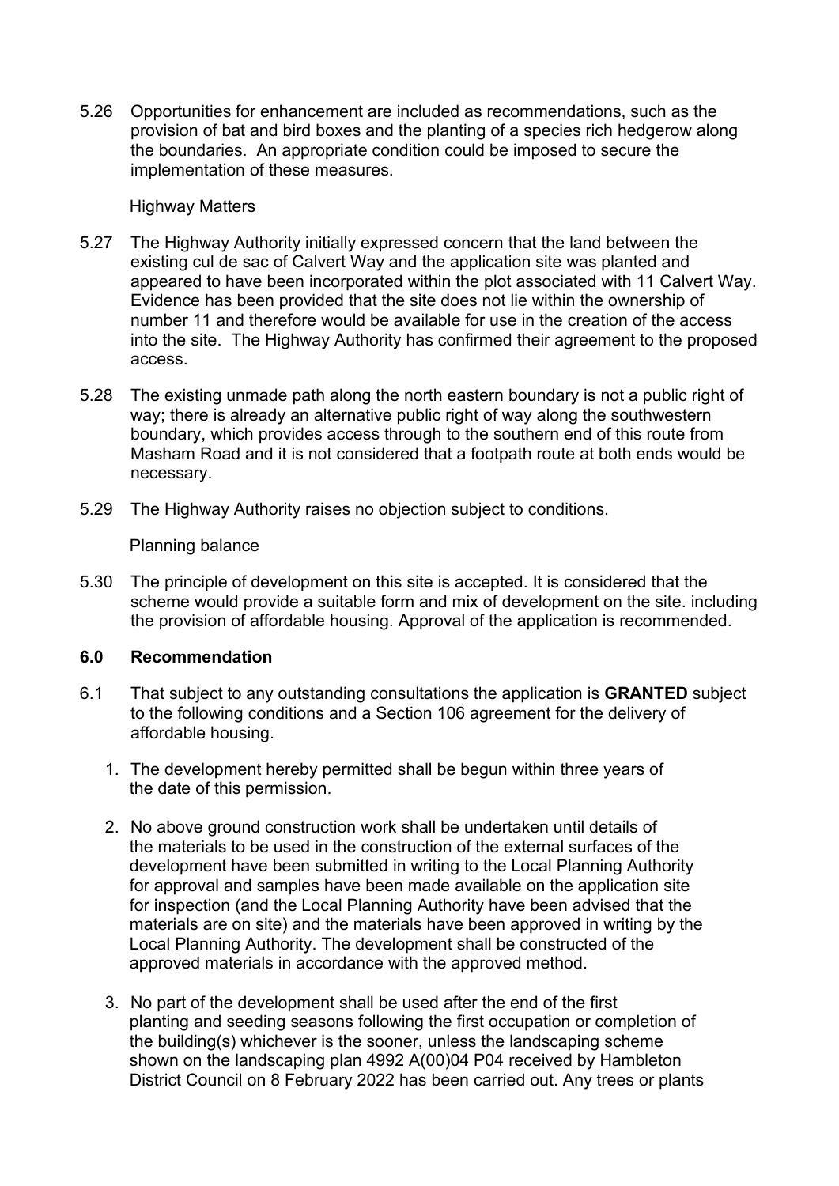5.26 Opportunities for enhancement are included as recommendations, such as the provision of bat and bird boxes and the planting of a species rich hedgerow along the boundaries. An appropriate condition could be imposed to secure the implementation of these measures.

Highway Matters

5.27 The Highway Authority initially expressed concern that the land between the existing cul de sac of Calvert Way and the application site was planted and appeared to have been incorporated within the plot associated with 11 Calvert Way. Evidence has been provided that the site does not lie within the ownership of number 11 and therefore would be available for use in the creation of the access into the site. The Highway Authority has confirmed their agreement to the proposed access.

5.28 The existing unmade path along the north eastern boundary is not a public right of way; there is already an alternative public right of way along the southwestern boundary, which provides access through to the southern end of this route from Masham Road and it is not considered that a footpath route at both ends would be necessary.

5.29 The Highway Authority raises no objection subject to conditions.

Planning balance

5.30 The principle of development on this site is accepted. It is considered that the scheme would provide a suitable form and mix of development on the site. including the provision of affordable housing. Approval of the application is recommended.

## 6.0 Recommendation

6.1 That subject to any outstanding consultations the application is **GRANTED** subject to the following conditions and a Section 106 agreement for the delivery of affordable housing.

1. The development hereby permitted shall be begun within three years of the date of this permission.

2. No above ground construction work shall be undertaken until details of the materials to be used in the construction of the external surfaces of the development have been submitted in writing to the Local Planning Authority for approval and samples have been made available on the application site for inspection (and the Local Planning Authority have been advised that the materials are on site) and the materials have been approved in writing by the Local Planning Authority. The development shall be constructed of the approved materials in accordance with the approved method.

3. No part of the development shall be used after the end of the first planting and seeding seasons following the first occupation or completion of the building(s) whichever is the sooner, unless the landscaping scheme shown on the landscaping plan 4992 A(00)04 P04 received by Hambleton District Council on 8 February 2022 has been carried out. Any trees or plants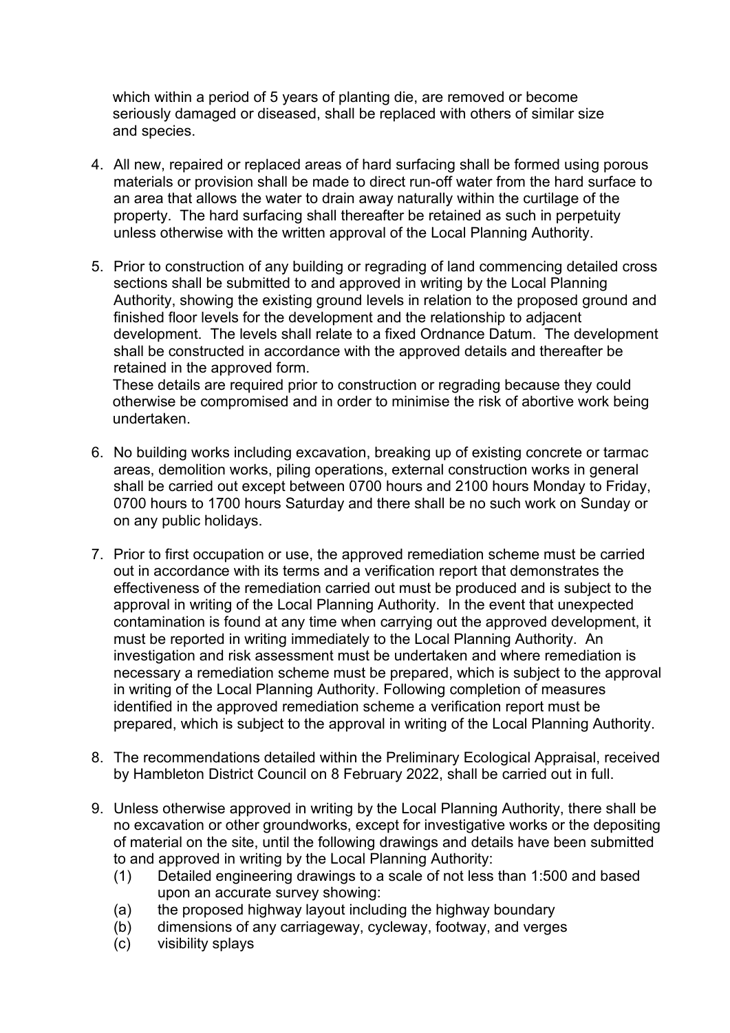which within a period of 5 years of planting die, are removed or become seriously damaged or diseased, shall be replaced with others of similar size and species.

4. All new, repaired or replaced areas of hard surfacing shall be formed using porous materials or provision shall be made to direct run-off water from the hard surface to an area that allows the water to drain away naturally within the curtilage of the property. The hard surfacing shall thereafter be retained as such in perpetuity unless otherwise with the written approval of the Local Planning Authority.

5. Prior to construction of any building or regrading of land commencing detailed cross sections shall be submitted to and approved in writing by the Local Planning Authority, showing the existing ground levels in relation to the proposed ground and finished floor levels for the development and the relationship to adjacent development. The levels shall relate to a fixed Ordnance Datum. The development shall be constructed in accordance with the approved details and thereafter be retained in the approved form.
These details are required prior to construction or regrading because they could otherwise be compromised and in order to minimise the risk of abortive work being undertaken.

6. No building works including excavation, breaking up of existing concrete or tarmac areas, demolition works, piling operations, external construction works in general shall be carried out except between 0700 hours and 2100 hours Monday to Friday, 0700 hours to 1700 hours Saturday and there shall be no such work on Sunday or on any public holidays.

7. Prior to first occupation or use, the approved remediation scheme must be carried out in accordance with its terms and a verification report that demonstrates the effectiveness of the remediation carried out must be produced and is subject to the approval in writing of the Local Planning Authority. In the event that unexpected contamination is found at any time when carrying out the approved development, it must be reported in writing immediately to the Local Planning Authority. An investigation and risk assessment must be undertaken and where remediation is necessary a remediation scheme must be prepared, which is subject to the approval in writing of the Local Planning Authority. Following completion of measures identified in the approved remediation scheme a verification report must be prepared, which is subject to the approval in writing of the Local Planning Authority.

8. The recommendations detailed within the Preliminary Ecological Appraisal, received by Hambleton District Council on 8 February 2022, shall be carried out in full.

9. Unless otherwise approved in writing by the Local Planning Authority, there shall be no excavation or other groundworks, except for investigative works or the depositing of material on the site, until the following drawings and details have been submitted to and approved in writing by the Local Planning Authority:
   (1) Detailed engineering drawings to a scale of not less than 1:500 and based upon an accurate survey showing:
   (a) the proposed highway layout including the highway boundary
   (b) dimensions of any carriageway, cycleway, footway, and verges
   (c) visibility splays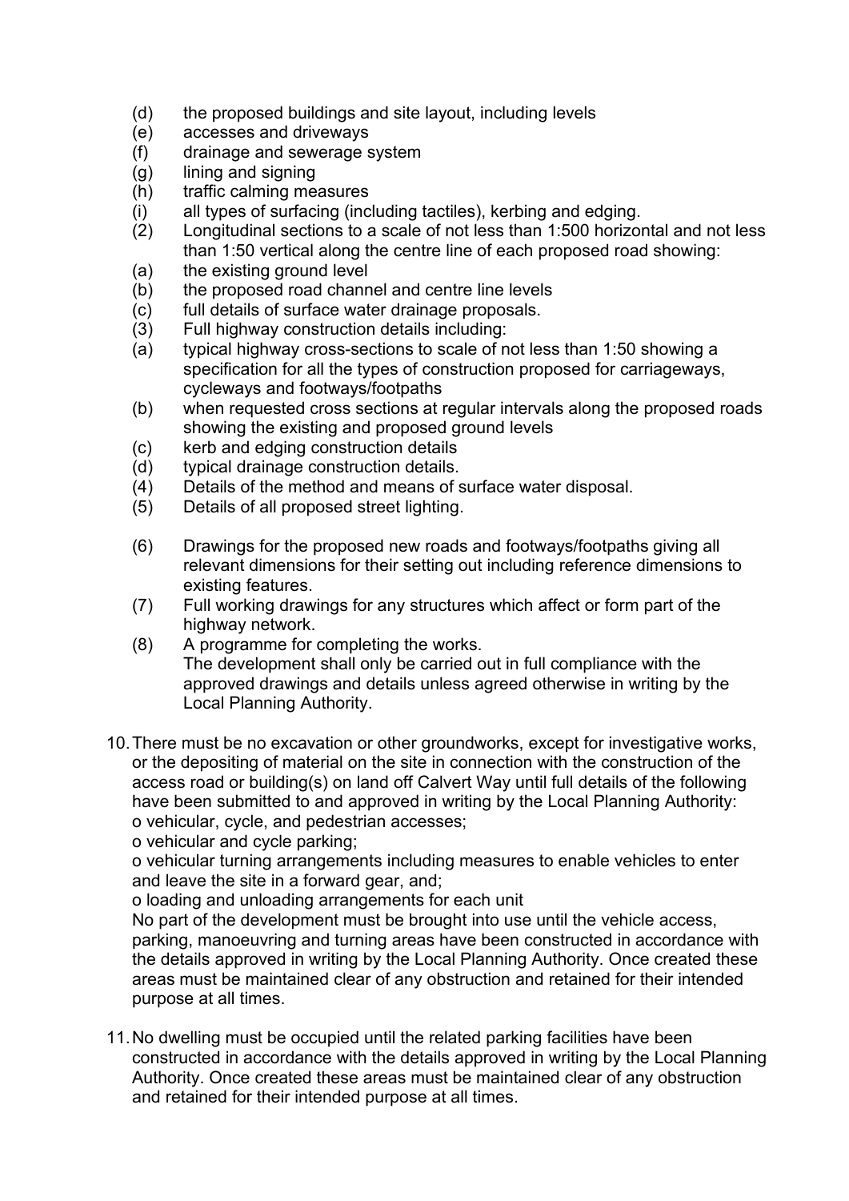(d) the proposed buildings and site layout, including levels
(e) accesses and driveways
(f) drainage and sewerage system
(g) lining and signing
(h) traffic calming measures
(i) all types of surfacing (including tactiles), kerbing and edging.

(2) Longitudinal sections to a scale of not less than 1:500 horizontal and not less than 1:50 vertical along the centre line of each proposed road showing:

(a) the existing ground level
(b) the proposed road channel and centre line levels
(c) full details of surface water drainage proposals.

(3) Full highway construction details including:

(a) typical highway cross-sections to scale of not less than 1:50 showing a specification for all the types of construction proposed for carriageways, cycleways and footways/footpaths
(b) when requested cross sections at regular intervals along the proposed roads showing the existing and proposed ground levels
(c) kerb and edging construction details
(d) typical drainage construction details.

(4) Details of the method and means of surface water disposal.

(5) Details of all proposed street lighting.

(6) Drawings for the proposed new roads and footways/footpaths giving all relevant dimensions for their setting out including reference dimensions to existing features.

(7) Full working drawings for any structures which affect or form part of the highway network.

(8) A programme for completing the works.
The development shall only be carried out in full compliance with the approved drawings and details unless agreed otherwise in writing by the Local Planning Authority.

10. There must be no excavation or other groundworks, except for investigative works, or the depositing of material on the site in connection with the construction of the access road or building(s) on land off Calvert Way until full details of the following have been submitted to and approved in writing by the Local Planning Authority:
o vehicular, cycle, and pedestrian accesses;
o vehicular and cycle parking;
o vehicular turning arrangements including measures to enable vehicles to enter and leave the site in a forward gear, and;
o loading and unloading arrangements for each unit
No part of the development must be brought into use until the vehicle access, parking, manoeuvring and turning areas have been constructed in accordance with the details approved in writing by the Local Planning Authority. Once created these areas must be maintained clear of any obstruction and retained for their intended purpose at all times.

11. No dwelling must be occupied until the related parking facilities have been constructed in accordance with the details approved in writing by the Local Planning Authority. Once created these areas must be maintained clear of any obstruction and retained for their intended purpose at all times.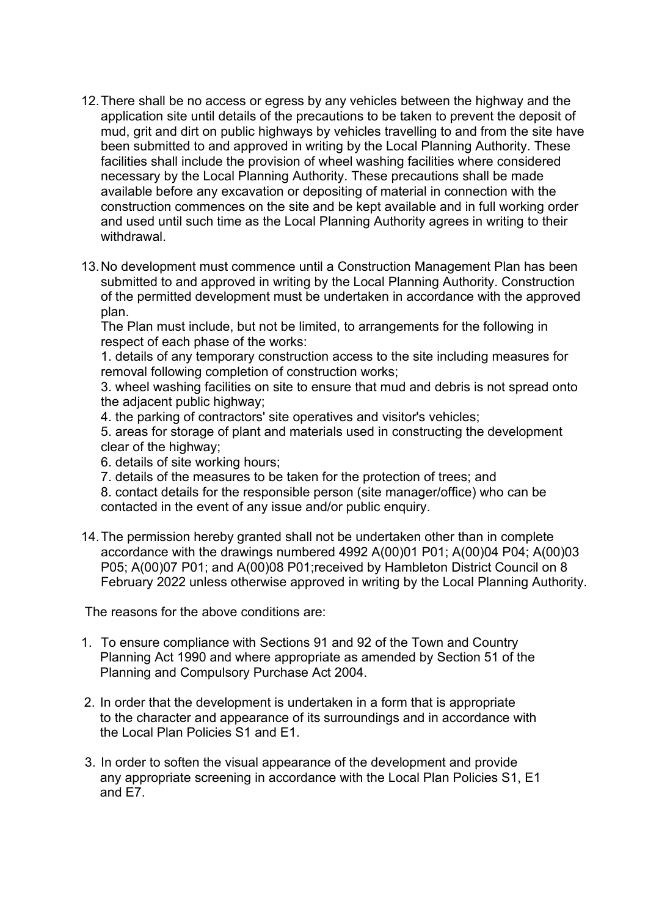12. There shall be no access or egress by any vehicles between the highway and the application site until details of the precautions to be taken to prevent the deposit of mud, grit and dirt on public highways by vehicles travelling to and from the site have been submitted to and approved in writing by the Local Planning Authority. These facilities shall include the provision of wheel washing facilities where considered necessary by the Local Planning Authority. These precautions shall be made available before any excavation or depositing of material in connection with the construction commences on the site and be kept available and in full working order and used until such time as the Local Planning Authority agrees in writing to their withdrawal.

13. No development must commence until a Construction Management Plan has been submitted to and approved in writing by the Local Planning Authority. Construction of the permitted development must be undertaken in accordance with the approved plan.
    The Plan must include, but not be limited, to arrangements for the following in respect of each phase of the works:
    1. details of any temporary construction access to the site including measures for removal following completion of construction works;
    3. wheel washing facilities on site to ensure that mud and debris is not spread onto the adjacent public highway;
    4. the parking of contractors' site operatives and visitor's vehicles;
    5. areas for storage of plant and materials used in constructing the development clear of the highway;
    6. details of site working hours;
    7. details of the measures to be taken for the protection of trees; and
    8. contact details for the responsible person (site manager/office) who can be contacted in the event of any issue and/or public enquiry.

14. The permission hereby granted shall not be undertaken other than in complete accordance with the drawings numbered 4992 A(00)01 P01; A(00)04 P04; A(00)03 P05; A(00)07 P01; and A(00)08 P01;received by Hambleton District Council on 8 February 2022 unless otherwise approved in writing by the Local Planning Authority.

The reasons for the above conditions are:

1. To ensure compliance with Sections 91 and 92 of the Town and Country Planning Act 1990 and where appropriate as amended by Section 51 of the Planning and Compulsory Purchase Act 2004.

2. In order that the development is undertaken in a form that is appropriate to the character and appearance of its surroundings and in accordance with the Local Plan Policies S1 and E1.

3. In order to soften the visual appearance of the development and provide any appropriate screening in accordance with the Local Plan Policies S1, E1 and E7.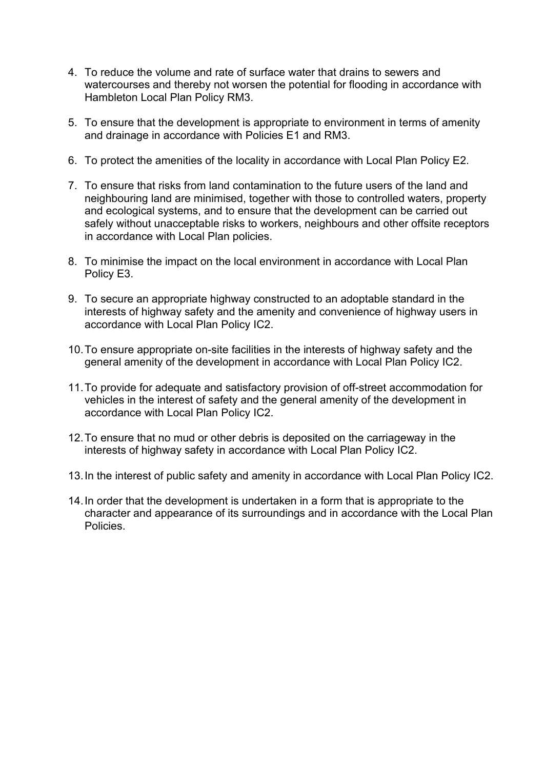4. To reduce the volume and rate of surface water that drains to sewers and watercourses and thereby not worsen the potential for flooding in accordance with Hambleton Local Plan Policy RM3.

5. To ensure that the development is appropriate to environment in terms of amenity and drainage in accordance with Policies E1 and RM3.

6. To protect the amenities of the locality in accordance with Local Plan Policy E2.

7. To ensure that risks from land contamination to the future users of the land and neighbouring land are minimised, together with those to controlled waters, property and ecological systems, and to ensure that the development can be carried out safely without unacceptable risks to workers, neighbours and other offsite receptors in accordance with Local Plan policies.

8. To minimise the impact on the local environment in accordance with Local Plan Policy E3.

9. To secure an appropriate highway constructed to an adoptable standard in the interests of highway safety and the amenity and convenience of highway users in accordance with Local Plan Policy IC2.

10. To ensure appropriate on-site facilities in the interests of highway safety and the general amenity of the development in accordance with Local Plan Policy IC2.

11. To provide for adequate and satisfactory provision of off-street accommodation for vehicles in the interest of safety and the general amenity of the development in accordance with Local Plan Policy IC2.

12. To ensure that no mud or other debris is deposited on the carriageway in the interests of highway safety in accordance with Local Plan Policy IC2.

13. In the interest of public safety and amenity in accordance with Local Plan Policy IC2.

14. In order that the development is undertaken in a form that is appropriate to the character and appearance of its surroundings and in accordance with the Local Plan Policies.